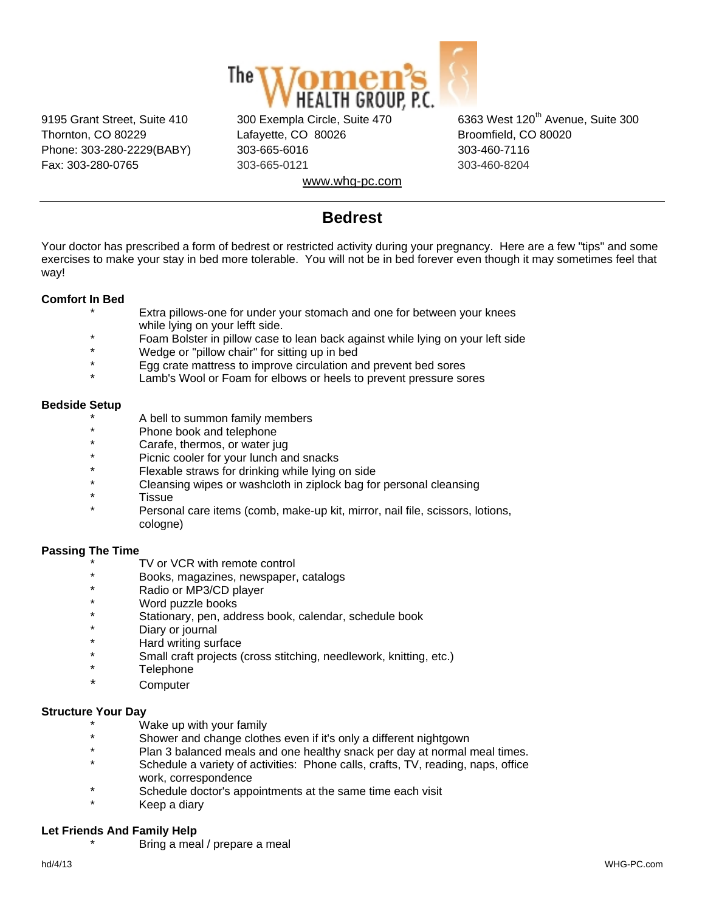The Women's Health Group, P.C.

9195 Grant Street, Suite 410
Thornton, CO 80229
Phone: 303-280-2229(BABY)
Fax: 303-280-0765

300 Exempla Circle, Suite 470
Lafayette, CO 80026
303-665-6016
303-665-0121

6363 West 120th Avenue, Suite 300
Broomfield, CO 80020
303-460-7116
303-460-8204

www.whg-pc.com

---

# Bedrest

Your doctor has prescribed a form of bedrest or restricted activity during your pregnancy. Here are a few "tips" and some exercises to make your stay in bed more tolerable. You will not be in bed forever even though it may sometimes feel that way!

**Comfort In Bed**

* Extra pillows-one for under your stomach and one for between your knees while lying on your lefft side.
* Foam Bolster in pillow case to lean back against while lying on your left side
* Wedge or "pillow chair" for sitting up in bed
* Egg crate mattress to improve circulation and prevent bed sores
* Lamb's Wool or Foam for elbows or heels to prevent pressure sores

**Bedside Setup**

* A bell to summon family members
* Phone book and telephone
* Carafe, thermos, or water jug
* Picnic cooler for your lunch and snacks
* Flexable straws for drinking while lying on side
* Cleansing wipes or washcloth in ziplock bag for personal cleansing
* Tissue
* Personal care items (comb, make-up kit, mirror, nail file, scissors, lotions, cologne)

**Passing The Time**

* TV or VCR with remote control
* Books, magazines, newspaper, catalogs
* Radio or MP3/CD player
* Word puzzle books
* Stationary, pen, address book, calendar, schedule book
* Diary or journal
* Hard writing surface
* Small craft projects (cross stitching, needlework, knitting, etc.)
* Telephone
* Computer

**Structure Your Day**

* Wake up with your family
* Shower and change clothes even if it's only a different nightgown
* Plan 3 balanced meals and one healthy snack per day at normal meal times.
* Schedule a variety of activities: Phone calls, crafts, TV, reading, naps, office work, correspondence
* Schedule doctor's appointments at the same time each visit
* Keep a diary

**Let Friends And Family Help**

* Bring a meal / prepare a meal

hd/4/13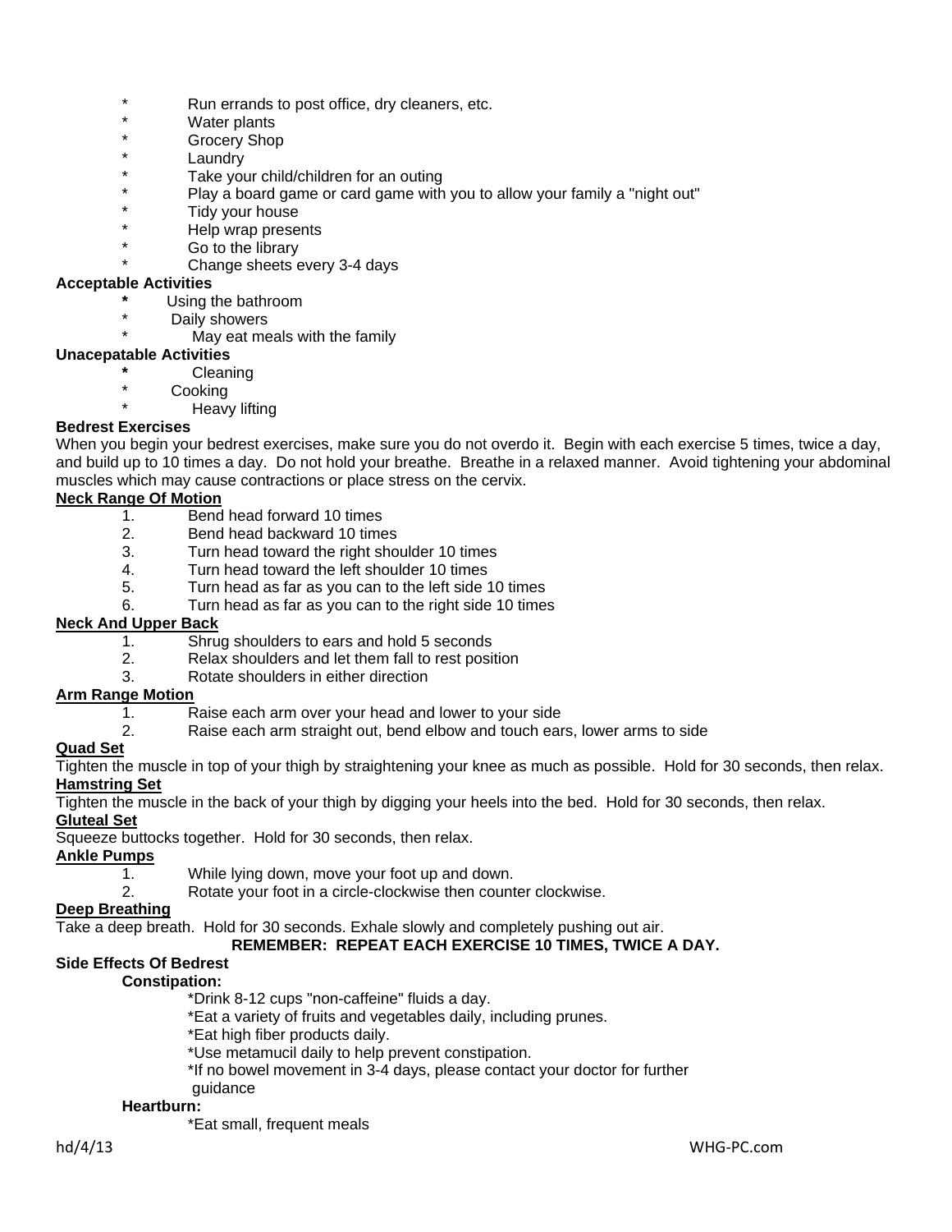- Run errands to post office, dry cleaners, etc.
- Water plants
- Grocery Shop
- Laundry
- Take your child/children for an outing
- Play a board game or card game with you to allow your family a "night out"
- Tidy your house
- Help wrap presents
- Go to the library
- Change sheets every 3-4 days

**Acceptable Activities**

- Using the bathroom
- Daily showers
- May eat meals with the family

**Unacepatable Activities**

- Cleaning
- Cooking
- Heavy lifting

**Bedrest Exercises**

When you begin your bedrest exercises, make sure you do not overdo it. Begin with each exercise 5 times, twice a day, and build up to 10 times a day. Do not hold your breathe. Breathe in a relaxed manner. Avoid tightening your abdominal muscles which may cause contractions or place stress on the cervix.

**Neck Range Of Motion**

1. Bend head forward 10 times
2. Bend head backward 10 times
3. Turn head toward the right shoulder 10 times
4. Turn head toward the left shoulder 10 times
5. Turn head as far as you can to the left side 10 times
6. Turn head as far as you can to the right side 10 times

**Neck And Upper Back**

1. Shrug shoulders to ears and hold 5 seconds
2. Relax shoulders and let them fall to rest position
3. Rotate shoulders in either direction

**Arm Range Motion**

1. Raise each arm over your head and lower to your side
2. Raise each arm straight out, bend elbow and touch ears, lower arms to side

**Quad Set**

Tighten the muscle in top of your thigh by straightening your knee as much as possible. Hold for 30 seconds, then relax.

**Hamstring Set**

Tighten the muscle in the back of your thigh by digging your heels into the bed. Hold for 30 seconds, then relax.

**Gluteal Set**

Squeeze buttocks together. Hold for 30 seconds, then relax.

**Ankle Pumps**

1. While lying down, move your foot up and down.
2. Rotate your foot in a circle-clockwise then counter clockwise.

**Deep Breathing**

Take a deep breath. Hold for 30 seconds. Exhale slowly and completely pushing out air.

**REMEMBER: REPEAT EACH EXERCISE 10 TIMES, TWICE A DAY.**

**Side Effects Of Bedrest**

**Constipation:**

*Drink 8-12 cups "non-caffeine" fluids a day.
*Eat a variety of fruits and vegetables daily, including prunes.
*Eat high fiber products daily.
*Use metamucil daily to help prevent constipation.
*If no bowel movement in 3-4 days, please contact your doctor for further guidance

**Heartburn:**

*Eat small, frequent meals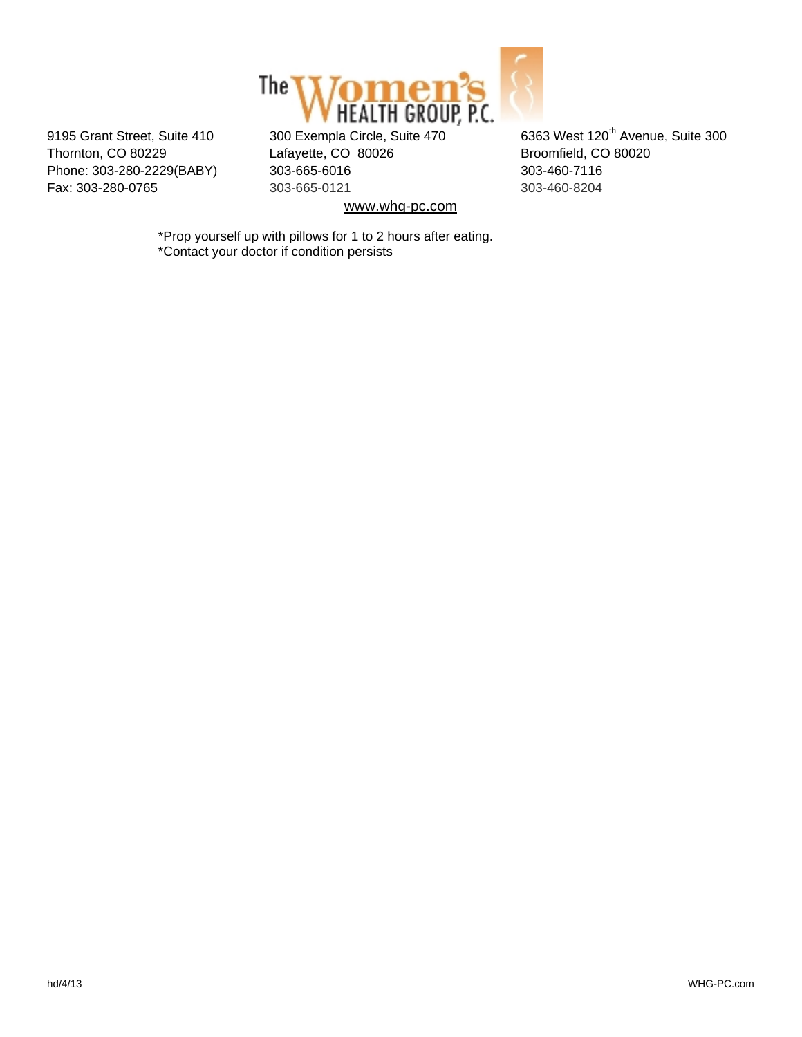The Women's HEALTH GROUP, P.C.

9195 Grant Street, Suite 410
Thornton, CO 80229
Phone: 303-280-2229(BABY)
Fax: 303-280-0765

300 Exempla Circle, Suite 470
Lafayette, CO 80026
303-665-6016
303-665-0121

6363 West 120th Avenue, Suite 300
Broomfield, CO 80020
303-460-7116
303-460-8204

www.whg-pc.com

*Prop yourself up with pillows for 1 to 2 hours after eating.
*Contact your doctor if condition persists

hd/4/13